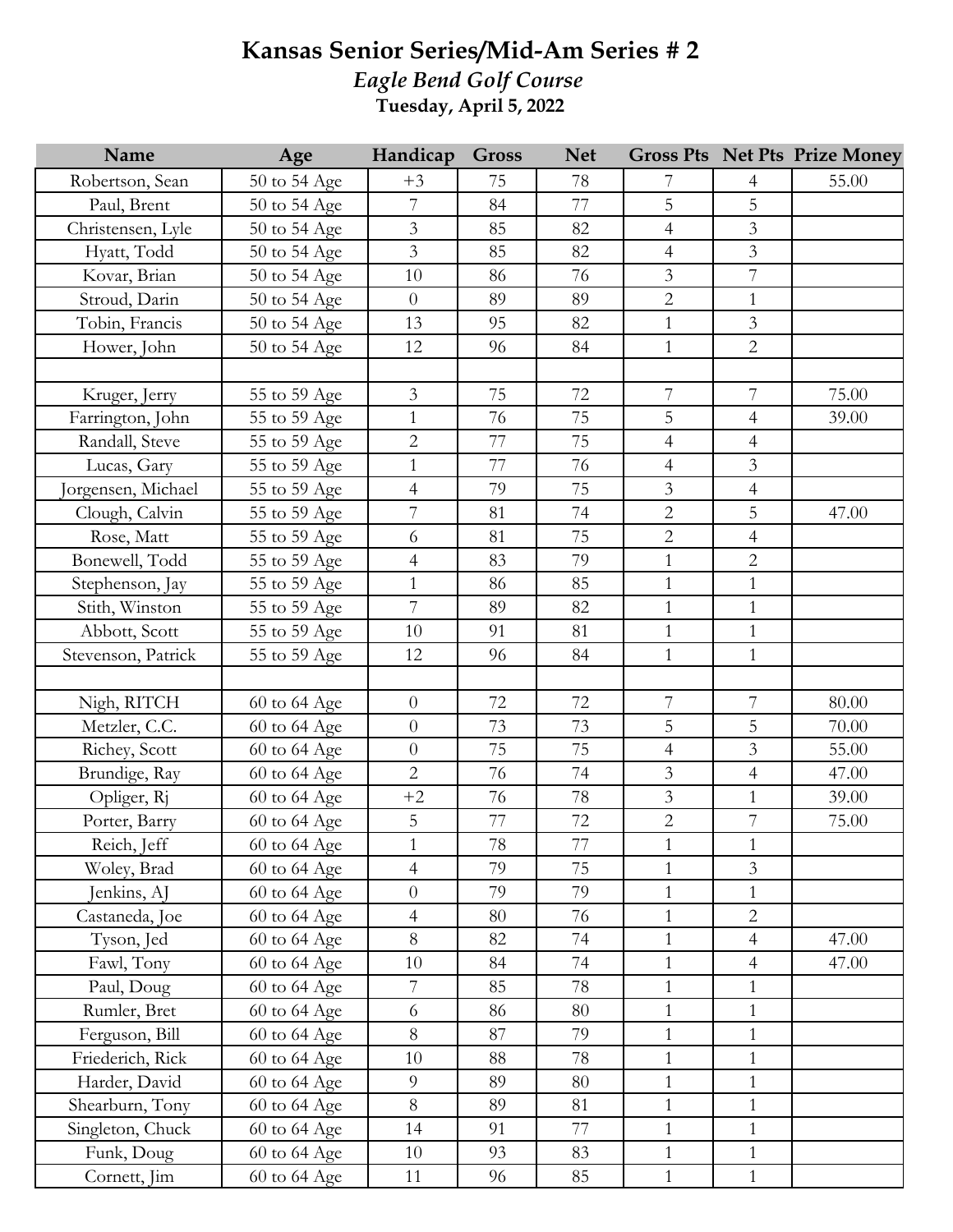# Kansas Senior Series/Mid-Am Series # 2

*Eagle Bend Golf Course*

**Tuesday, April 5, 2022**

| Name | Age | Handicap | Gross | Net | Gross Pts | Net Pts | Prize Money |
|---|---|---|---|---|---|---|---|
| Robertson, Sean | 50 to 54 Age | +3 | 75 | 78 | 7 | 4 | 55.00 |
| Paul, Brent | 50 to 54 Age | 7 | 84 | 77 | 5 | 5 | |
| Christensen, Lyle | 50 to 54 Age | 3 | 85 | 82 | 4 | 3 | |
| Hyatt, Todd | 50 to 54 Age | 3 | 85 | 82 | 4 | 3 | |
| Kovar, Brian | 50 to 54 Age | 10 | 86 | 76 | 3 | 7 | |
| Stroud, Darin | 50 to 54 Age | 0 | 89 | 89 | 2 | 1 | |
| Tobin, Francis | 50 to 54 Age | 13 | 95 | 82 | 1 | 3 | |
| Hower, John | 50 to 54 Age | 12 | 96 | 84 | 1 | 2 | |
| | | | | | | | |
| Kruger, Jerry | 55 to 59 Age | 3 | 75 | 72 | 7 | 7 | 75.00 |
| Farrington, John | 55 to 59 Age | 1 | 76 | 75 | 5 | 4 | 39.00 |
| Randall, Steve | 55 to 59 Age | 2 | 77 | 75 | 4 | 4 | |
| Lucas, Gary | 55 to 59 Age | 1 | 77 | 76 | 4 | 3 | |
| Jorgensen, Michael | 55 to 59 Age | 4 | 79 | 75 | 3 | 4 | |
| Clough, Calvin | 55 to 59 Age | 7 | 81 | 74 | 2 | 5 | 47.00 |
| Rose, Matt | 55 to 59 Age | 6 | 81 | 75 | 2 | 4 | |
| Bonewell, Todd | 55 to 59 Age | 4 | 83 | 79 | 1 | 2 | |
| Stephenson, Jay | 55 to 59 Age | 1 | 86 | 85 | 1 | 1 | |
| Stith, Winston | 55 to 59 Age | 7 | 89 | 82 | 1 | 1 | |
| Abbott, Scott | 55 to 59 Age | 10 | 91 | 81 | 1 | 1 | |
| Stevenson, Patrick | 55 to 59 Age | 12 | 96 | 84 | 1 | 1 | |
| | | | | | | | |
| Nigh, RITCH | 60 to 64 Age | 0 | 72 | 72 | 7 | 7 | 80.00 |
| Metzler, C.C. | 60 to 64 Age | 0 | 73 | 73 | 5 | 5 | 70.00 |
| Richey, Scott | 60 to 64 Age | 0 | 75 | 75 | 4 | 3 | 55.00 |
| Brundige, Ray | 60 to 64 Age | 2 | 76 | 74 | 3 | 4 | 47.00 |
| Opliger, Rj | 60 to 64 Age | +2 | 76 | 78 | 3 | 1 | 39.00 |
| Porter, Barry | 60 to 64 Age | 5 | 77 | 72 | 2 | 7 | 75.00 |
| Reich, Jeff | 60 to 64 Age | 1 | 78 | 77 | 1 | 1 | |
| Woley, Brad | 60 to 64 Age | 4 | 79 | 75 | 1 | 3 | |
| Jenkins, AJ | 60 to 64 Age | 0 | 79 | 79 | 1 | 1 | |
| Castaneda, Joe | 60 to 64 Age | 4 | 80 | 76 | 1 | 2 | |
| Tyson, Jed | 60 to 64 Age | 8 | 82 | 74 | 1 | 4 | 47.00 |
| Fawl, Tony | 60 to 64 Age | 10 | 84 | 74 | 1 | 4 | 47.00 |
| Paul, Doug | 60 to 64 Age | 7 | 85 | 78 | 1 | 1 | |
| Rumler, Bret | 60 to 64 Age | 6 | 86 | 80 | 1 | 1 | |
| Ferguson, Bill | 60 to 64 Age | 8 | 87 | 79 | 1 | 1 | |
| Friederich, Rick | 60 to 64 Age | 10 | 88 | 78 | 1 | 1 | |
| Harder, David | 60 to 64 Age | 9 | 89 | 80 | 1 | 1 | |
| Shearburn, Tony | 60 to 64 Age | 8 | 89 | 81 | 1 | 1 | |
| Singleton, Chuck | 60 to 64 Age | 14 | 91 | 77 | 1 | 1 | |
| Funk, Doug | 60 to 64 Age | 10 | 93 | 83 | 1 | 1 | |
| Cornett, Jim | 60 to 64 Age | 11 | 96 | 85 | 1 | 1 | |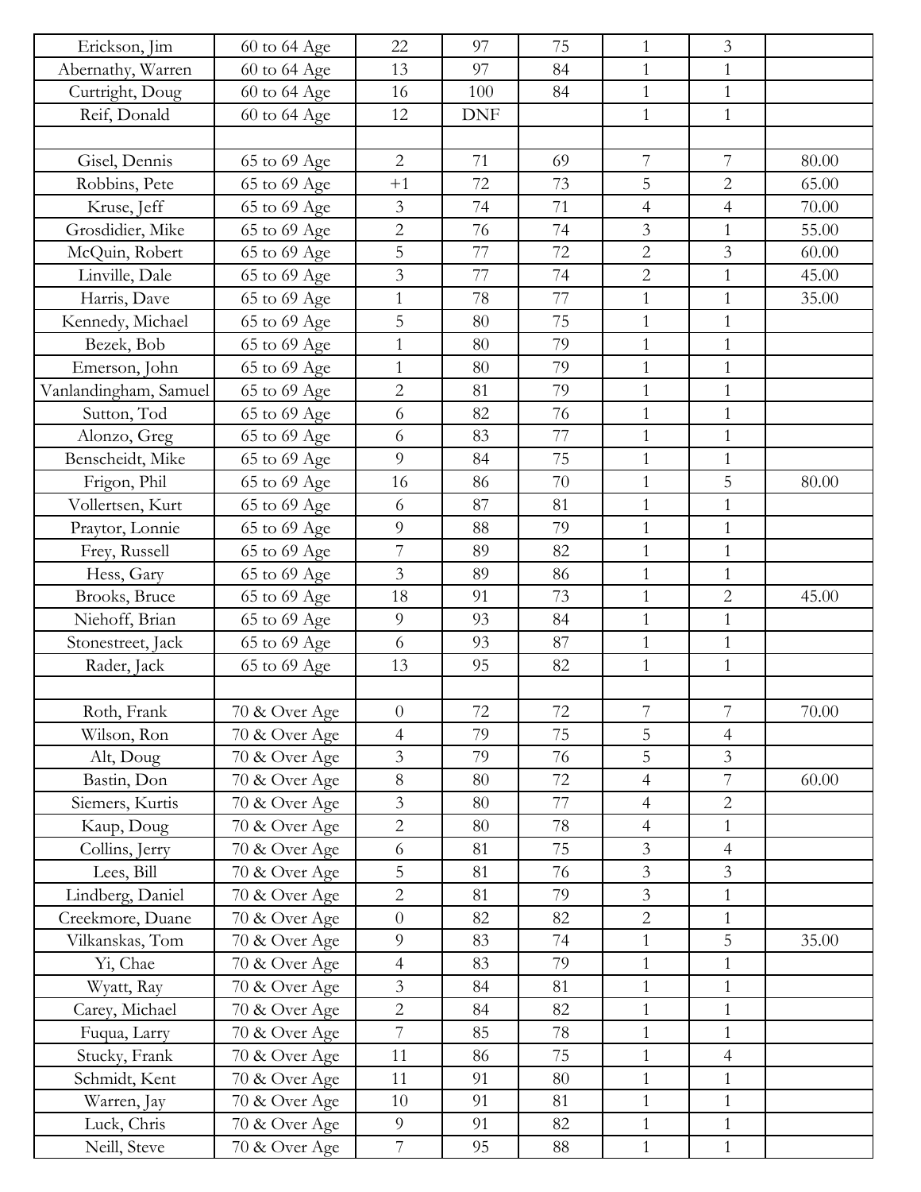| | | | | | | | |
|---|---|---|---|---|---|---|---|
| Erickson, Jim | 60 to 64 Age | 22 | 97 | 75 | 1 | 3 | |
| Abernathy, Warren | 60 to 64 Age | 13 | 97 | 84 | 1 | 1 | |
| Curtright, Doug | 60 to 64 Age | 16 | 100 | 84 | 1 | 1 | |
| Reif, Donald | 60 to 64 Age | 12 | DNF | | 1 | 1 | |
| | | | | | | | |
| Gisel, Dennis | 65 to 69 Age | 2 | 71 | 69 | 7 | 7 | 80.00 |
| Robbins, Pete | 65 to 69 Age | +1 | 72 | 73 | 5 | 2 | 65.00 |
| Kruse, Jeff | 65 to 69 Age | 3 | 74 | 71 | 4 | 4 | 70.00 |
| Grosdidier, Mike | 65 to 69 Age | 2 | 76 | 74 | 3 | 1 | 55.00 |
| McQuin, Robert | 65 to 69 Age | 5 | 77 | 72 | 2 | 3 | 60.00 |
| Linville, Dale | 65 to 69 Age | 3 | 77 | 74 | 2 | 1 | 45.00 |
| Harris, Dave | 65 to 69 Age | 1 | 78 | 77 | 1 | 1 | 35.00 |
| Kennedy, Michael | 65 to 69 Age | 5 | 80 | 75 | 1 | 1 | |
| Bezek, Bob | 65 to 69 Age | 1 | 80 | 79 | 1 | 1 | |
| Emerson, John | 65 to 69 Age | 1 | 80 | 79 | 1 | 1 | |
| Vanlandingham, Samuel | 65 to 69 Age | 2 | 81 | 79 | 1 | 1 | |
| Sutton, Tod | 65 to 69 Age | 6 | 82 | 76 | 1 | 1 | |
| Alonzo, Greg | 65 to 69 Age | 6 | 83 | 77 | 1 | 1 | |
| Benscheidt, Mike | 65 to 69 Age | 9 | 84 | 75 | 1 | 1 | |
| Frigon, Phil | 65 to 69 Age | 16 | 86 | 70 | 1 | 5 | 80.00 |
| Vollertsen, Kurt | 65 to 69 Age | 6 | 87 | 81 | 1 | 1 | |
| Praytor, Lonnie | 65 to 69 Age | 9 | 88 | 79 | 1 | 1 | |
| Frey, Russell | 65 to 69 Age | 7 | 89 | 82 | 1 | 1 | |
| Hess, Gary | 65 to 69 Age | 3 | 89 | 86 | 1 | 1 | |
| Brooks, Bruce | 65 to 69 Age | 18 | 91 | 73 | 1 | 2 | 45.00 |
| Niehoff, Brian | 65 to 69 Age | 9 | 93 | 84 | 1 | 1 | |
| Stonestreet, Jack | 65 to 69 Age | 6 | 93 | 87 | 1 | 1 | |
| Rader, Jack | 65 to 69 Age | 13 | 95 | 82 | 1 | 1 | |
| | | | | | | | |
| Roth, Frank | 70 & Over Age | 0 | 72 | 72 | 7 | 7 | 70.00 |
| Wilson, Ron | 70 & Over Age | 4 | 79 | 75 | 5 | 4 | |
| Alt, Doug | 70 & Over Age | 3 | 79 | 76 | 5 | 3 | |
| Bastin, Don | 70 & Over Age | 8 | 80 | 72 | 4 | 7 | 60.00 |
| Siemers, Kurtis | 70 & Over Age | 3 | 80 | 77 | 4 | 2 | |
| Kaup, Doug | 70 & Over Age | 2 | 80 | 78 | 4 | 1 | |
| Collins, Jerry | 70 & Over Age | 6 | 81 | 75 | 3 | 4 | |
| Lees, Bill | 70 & Over Age | 5 | 81 | 76 | 3 | 3 | |
| Lindberg, Daniel | 70 & Over Age | 2 | 81 | 79 | 3 | 1 | |
| Creekmore, Duane | 70 & Over Age | 0 | 82 | 82 | 2 | 1 | |
| Vilkanskas, Tom | 70 & Over Age | 9 | 83 | 74 | 1 | 5 | 35.00 |
| Yi, Chae | 70 & Over Age | 4 | 83 | 79 | 1 | 1 | |
| Wyatt, Ray | 70 & Over Age | 3 | 84 | 81 | 1 | 1 | |
| Carey, Michael | 70 & Over Age | 2 | 84 | 82 | 1 | 1 | |
| Fuqua, Larry | 70 & Over Age | 7 | 85 | 78 | 1 | 1 | |
| Stucky, Frank | 70 & Over Age | 11 | 86 | 75 | 1 | 4 | |
| Schmidt, Kent | 70 & Over Age | 11 | 91 | 80 | 1 | 1 | |
| Warren, Jay | 70 & Over Age | 10 | 91 | 81 | 1 | 1 | |
| Luck, Chris | 70 & Over Age | 9 | 91 | 82 | 1 | 1 | |
| Neill, Steve | 70 & Over Age | 7 | 95 | 88 | 1 | 1 | |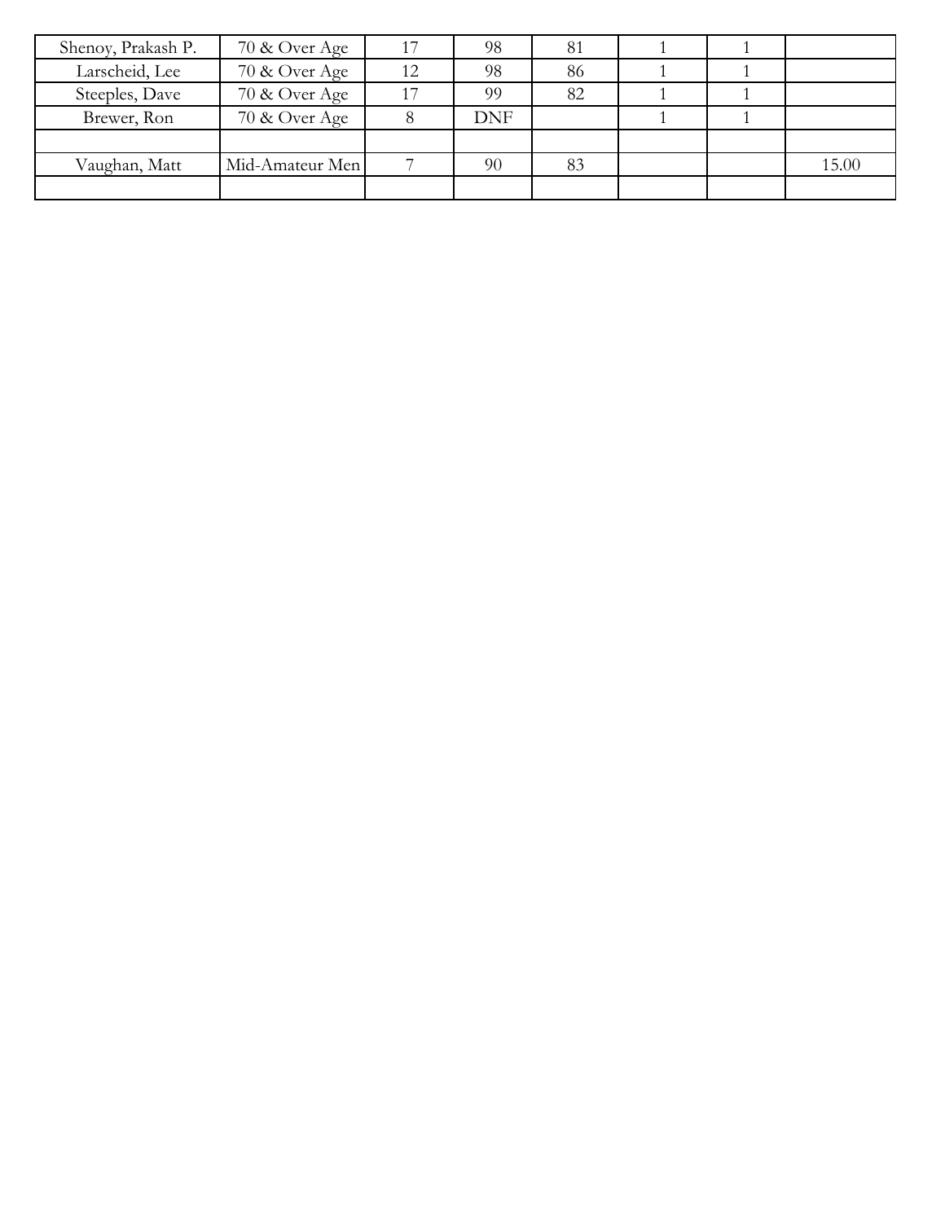| | | | | | | | |
|---|---|---|---|---|---|---|---|
| Shenoy, Prakash P. | 70 & Over Age | 17 | 98 | 81 | 1 | 1 | |
| Larscheid, Lee | 70 & Over Age | 12 | 98 | 86 | 1 | 1 | |
| Steeples, Dave | 70 & Over Age | 17 | 99 | 82 | 1 | 1 | |
| Brewer, Ron | 70 & Over Age | 8 | DNF | | 1 | 1 | |
| | | | | | | | |
| Vaughan, Matt | Mid-Amateur Men | 7 | 90 | 83 | | | 15.00 |
| | | | | | | | |